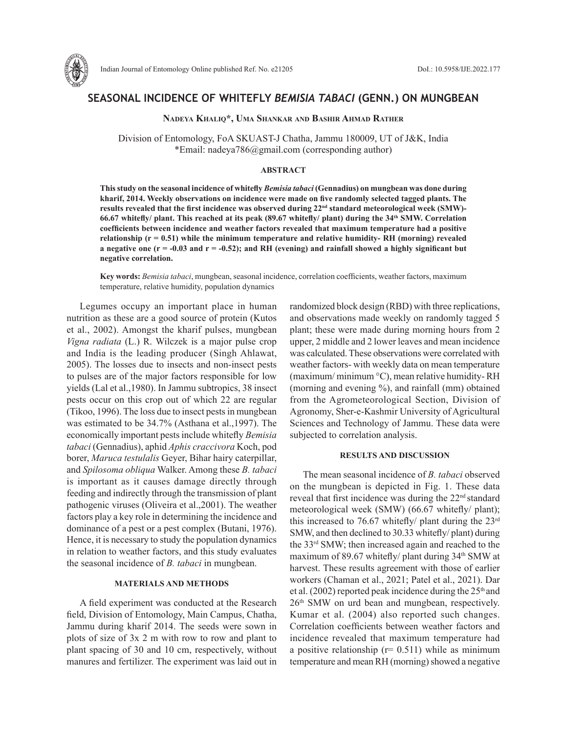# SEASONAL INCIDENCE OF WHITEFLY *BEMISIA TABACI* (GENN.) ON MUNGBEAN

**Nadeya Khaliq\*, Uma Shankar and Bashir Ahmad Rather**

Division of Entomology, FoA SKUAST-J Chatha, Jammu 180009, UT of J&K, India
\*Email: nadeya786@gmail.com (corresponding author)

## ABSTRACT

**This study on the seasonal incidence of whitefly *Bemisia tabaci* (Gennadius) on mungbean was done during kharif, 2014. Weekly observations on incidence were made on five randomly selected tagged plants. The results revealed that the first incidence was observed during 22nd standard meteorological week (SMW)- 66.67 whitefly/ plant. This reached at its peak (89.67 whitefly/ plant) during the 34th SMW. Correlation coefficients between incidence and weather factors revealed that maximum temperature had a positive relationship (r = 0.51) while the minimum temperature and relative humidity- RH (morning) revealed a negative one (r = -0.03 and r = -0.52); and RH (evening) and rainfall showed a highly significant but negative correlation.**

**Key words:** *Bemisia tabaci*, mungbean, seasonal incidence, correlation coefficients, weather factors, maximum temperature, relative humidity, population dynamics

Legumes occupy an important place in human nutrition as these are a good source of protein (Kutos et al., 2002). Amongst the kharif pulses, mungbean *Vigna radiata* (L.) R. Wilczek is a major pulse crop and India is the leading producer (Singh Ahlawat, 2005). The losses due to insects and non-insect pests to pulses are of the major factors responsible for low yields (Lal et al.,1980). In Jammu subtropics, 38 insect pests occur on this crop out of which 22 are regular (Tikoo, 1996). The loss due to insect pests in mungbean was estimated to be 34.7% (Asthana et al.,1997). The economically important pests include whitefly *Bemisia tabaci* (Gennadius), aphid *Aphis craccivora* Koch, pod borer, *Maruca testulalis* Geyer, Bihar hairy caterpillar, and *Spilosoma obliqua* Walker. Among these *B. tabaci* is important as it causes damage directly through feeding and indirectly through the transmission of plant pathogenic viruses (Oliveira et al.,2001). The weather factors play a key role in determining the incidence and dominance of a pest or a pest complex (Butani, 1976). Hence, it is necessary to study the population dynamics in relation to weather factors, and this study evaluates the seasonal incidence of *B. tabaci* in mungbean.

## MATERIALS AND METHODS

A field experiment was conducted at the Research field, Division of Entomology, Main Campus, Chatha, Jammu during kharif 2014. The seeds were sown in plots of size of 3x 2 m with row to row and plant to plant spacing of 30 and 10 cm, respectively, without manures and fertilizer. The experiment was laid out in randomized block design (RBD) with three replications, and observations made weekly on randomly tagged 5 plant; these were made during morning hours from 2 upper, 2 middle and 2 lower leaves and mean incidence was calculated. These observations were correlated with weather factors- with weekly data on mean temperature (maximum/ minimum °C), mean relative humidity- RH (morning and evening %), and rainfall (mm) obtained from the Agrometeorological Section, Division of Agronomy, Sher-e-Kashmir University of Agricultural Sciences and Technology of Jammu. These data were subjected to correlation analysis.

## RESULTS AND DISCUSSION

The mean seasonal incidence of *B. tabaci* observed on the mungbean is depicted in Fig. 1. These data reveal that first incidence was during the 22nd standard meteorological week (SMW) (66.67 whitefly/ plant); this increased to 76.67 whitefly/ plant during the 23rd SMW, and then declined to 30.33 whitefly/ plant) during the 33rd SMW; then increased again and reached to the maximum of 89.67 whitefly/ plant during 34th SMW at harvest. These results agreement with those of earlier workers (Chaman et al., 2021; Patel et al., 2021). Dar et al. (2002) reported peak incidence during the 25th and 26th SMW on urd bean and mungbean, respectively. Kumar et al. (2004) also reported such changes. Correlation coefficients between weather factors and incidence revealed that maximum temperature had a positive relationship (r= 0.511) while as minimum temperature and mean RH (morning) showed a negative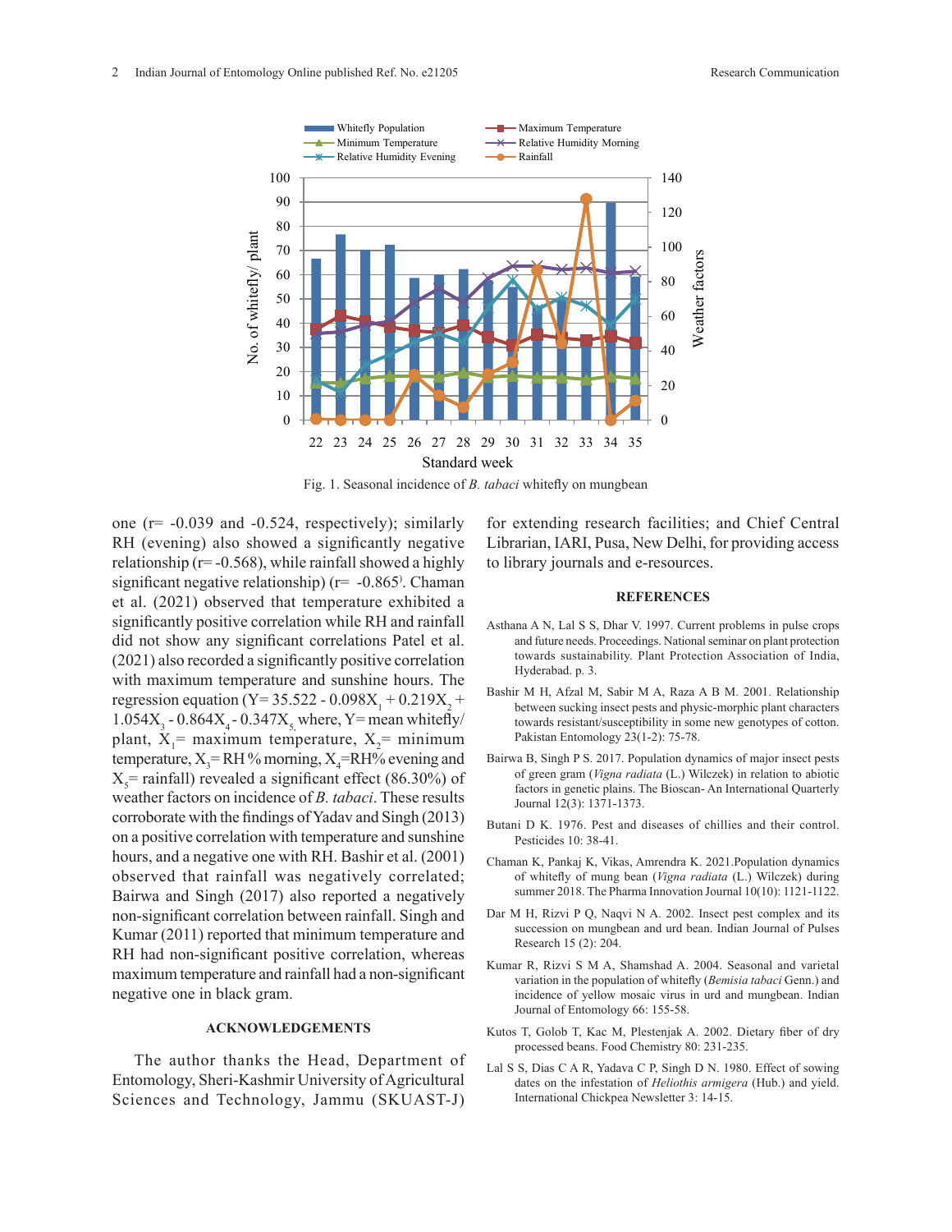Fig. 1. Seasonal incidence of *B. tabaci* whitefly on mungbean

one (r= -0.039 and -0.524, respectively); similarly RH (evening) also showed a significantly negative relationship (r= -0.568), while rainfall showed a highly significant negative relationship) (r= -0.865). Chaman et al. (2021) observed that temperature exhibited a significantly positive correlation while RH and rainfall did not show any significant correlations Patel et al. (2021) also recorded a significantly positive correlation with maximum temperature and sunshine hours. The regression equation (Y= 35.522 - $0.098X_1$ + $0.219X_2$ + $1.054X_3$ - $0.864X_4$ - $0.347X_5$ where, Y= mean whitefly/plant, $X_1$= maximum temperature, $X_2$= minimum temperature, $X_3$= RH % morning, $X_4$=RH% evening and $X_5$= rainfall) revealed a significant effect (86.30%) of weather factors on incidence of *B. tabaci*. These results corroborate with the findings of Yadav and Singh (2013) on a positive correlation with temperature and sunshine hours, and a negative one with RH. Bashir et al. (2001) observed that rainfall was negatively correlated; Bairwa and Singh (2017) also reported a negatively non-significant correlation between rainfall. Singh and Kumar (2011) reported that minimum temperature and RH had non-significant positive correlation, whereas maximum temperature and rainfall had a non-significant negative one in black gram.

## ACKNOWLEDGEMENTS

The author thanks the Head, Department of Entomology, Sheri-Kashmir University of Agricultural Sciences and Technology, Jammu (SKUAST-J) for extending research facilities; and Chief Central Librarian, IARI, Pusa, New Delhi, for providing access to library journals and e-resources.

## REFERENCES

Asthana A N, Lal S S, Dhar V. 1997. Current problems in pulse crops and future needs. Proceedings. National seminar on plant protection towards sustainability. Plant Protection Association of India, Hyderabad. p. 3.

Bashir M H, Afzal M, Sabir M A, Raza A B M. 2001. Relationship between sucking insect pests and physic-morphic plant characters towards resistant/susceptibility in some new genotypes of cotton. Pakistan Entomology 23(1-2): 75-78.

Bairwa B, Singh P S. 2017. Population dynamics of major insect pests of green gram (*Vigna radiata* (L.) Wilczek) in relation to abiotic factors in genetic plains. The Bioscan- An International Quarterly Journal 12(3): 1371-1373.

Butani D K. 1976. Pest and diseases of chillies and their control. Pesticides 10: 38-41.

Chaman K, Pankaj K, Vikas, Amrendra K. 2021.Population dynamics of whitefly of mung bean (*Vigna radiata* (L.) Wilczek) during summer 2018. The Pharma Innovation Journal 10(10): 1121-1122.

Dar M H, Rizvi P Q, Naqvi N A. 2002. Insect pest complex and its succession on mungbean and urd bean. Indian Journal of Pulses Research 15 (2): 204.

Kumar R, Rizvi S M A, Shamshad A. 2004. Seasonal and varietal variation in the population of whitefly (*Bemisia tabaci* Genn.) and incidence of yellow mosaic virus in urd and mungbean. Indian Journal of Entomology 66: 155-58.

Kutos T, Golob T, Kac M, Plestenjak A. 2002. Dietary fiber of dry processed beans. Food Chemistry 80: 231-235.

Lal S S, Dias C A R, Yadava C P, Singh D N. 1980. Effect of sowing dates on the infestation of *Heliothis armigera* (Hub.) and yield. International Chickpea Newsletter 3: 14-15.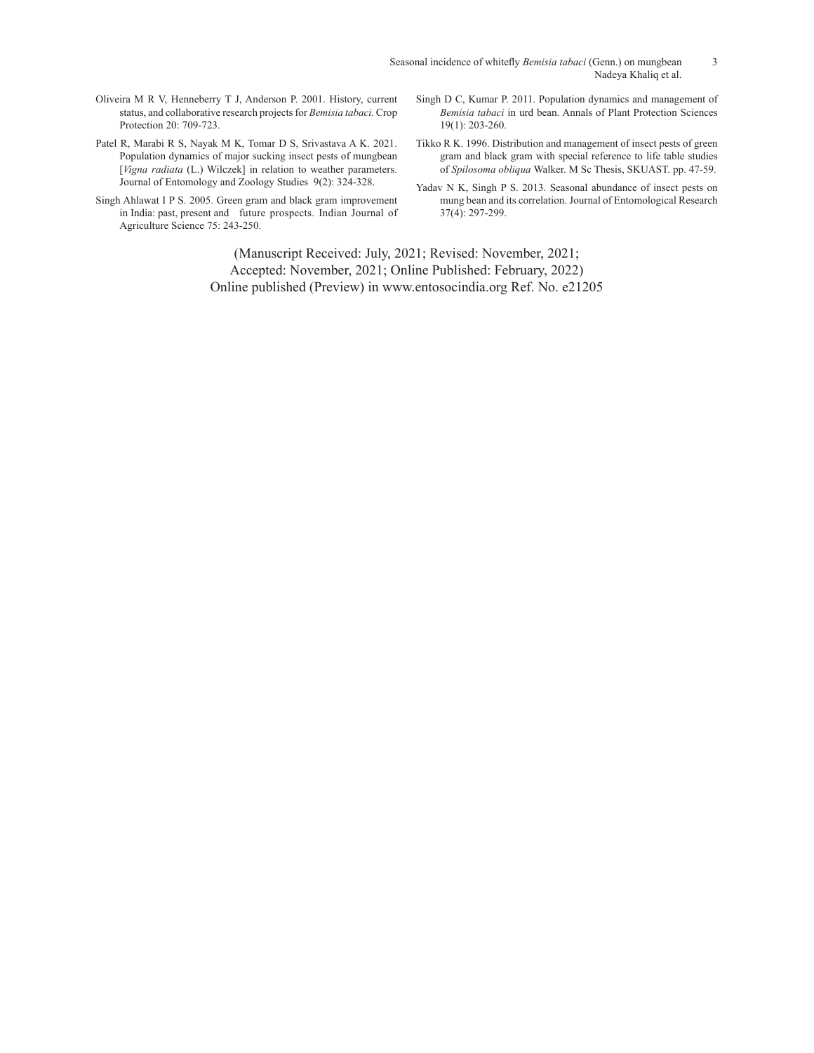Oliveira M R V, Henneberry T J, Anderson P. 2001. History, current status, and collaborative research projects for *Bemisia tabaci.* Crop Protection 20: 709-723.

Patel R, Marabi R S, Nayak M K, Tomar D S, Srivastava A K. 2021. Population dynamics of major sucking insect pests of mungbean [*Vigna radiata* (L.) Wilczek] in relation to weather parameters. Journal of Entomology and Zoology Studies 9(2): 324-328.

Singh Ahlawat I P S. 2005. Green gram and black gram improvement in India: past, present and future prospects. Indian Journal of Agriculture Science 75: 243-250.

Singh D C, Kumar P. 2011. Population dynamics and management of *Bemisia tabaci* in urd bean. Annals of Plant Protection Sciences 19(1): 203-260.

Tikko R K. 1996. Distribution and management of insect pests of green gram and black gram with special reference to life table studies of *Spilosoma obliqua* Walker. M Sc Thesis, SKUAST. pp. 47-59.

Yadav N K, Singh P S. 2013. Seasonal abundance of insect pests on mung bean and its correlation. Journal of Entomological Research 37(4): 297-299.

(Manuscript Received: July, 2021; Revised: November, 2021;
Accepted: November, 2021; Online Published: February, 2022)
Online published (Preview) in www.entosocindia.org Ref. No. e21205